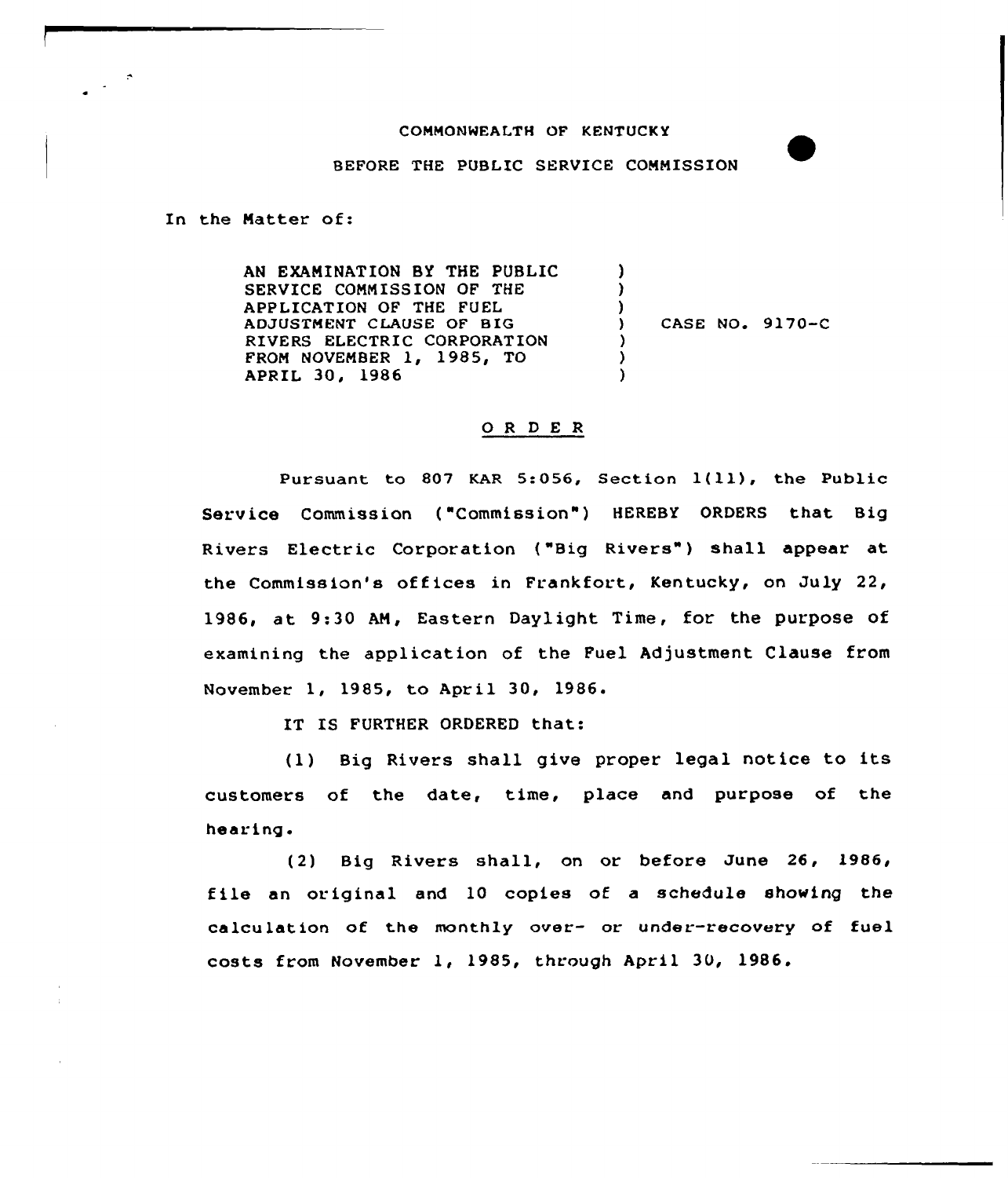COMMONWEALTH OF KENTUCKY

BEFORE THE PUBLIC SERVICE COMMISSION

In the Matter of:

AN EXAMINATION BY THE PUBLIC SERVICE COMMISSION OF THE APPLICATION OF THE FUEL ADJUSTMENT CLAUSE OF BIG RIVERS ELECTRIC CORPORATION FROM NOVEMBER 1, 1985, TO APRIL 30, 1986 ) CASE NO. 9170-C

# O R D E R

Pursuant to 807 KAR 5:056, Section 1(11), the Public Service Commission ("Commission") HEREBY ORDERS that Big Rivers Electric Corporation ("Big Rivers") shall appear at the Commission's offices in Frankfort, Kentucky, on July 22, 1986, at 9:30 AM, Eastern Daylight Time, for the purpose of examining the application of the Fuel Adjustment Clause from November 1, 1985, to April 30, 1986.

IT IS FURTHER ORDERED that:

(1) Big Rivers shall give proper legal notice to its customers of the date, time, place and purpose of the hearing.

(2) Big Rivers shall, on or before June 26, 1986, file an original and 10 copies of a schedule showing the calculation of the monthly over- or under-recovery of fuel costs from November 1, 1985, through April 30, 1986.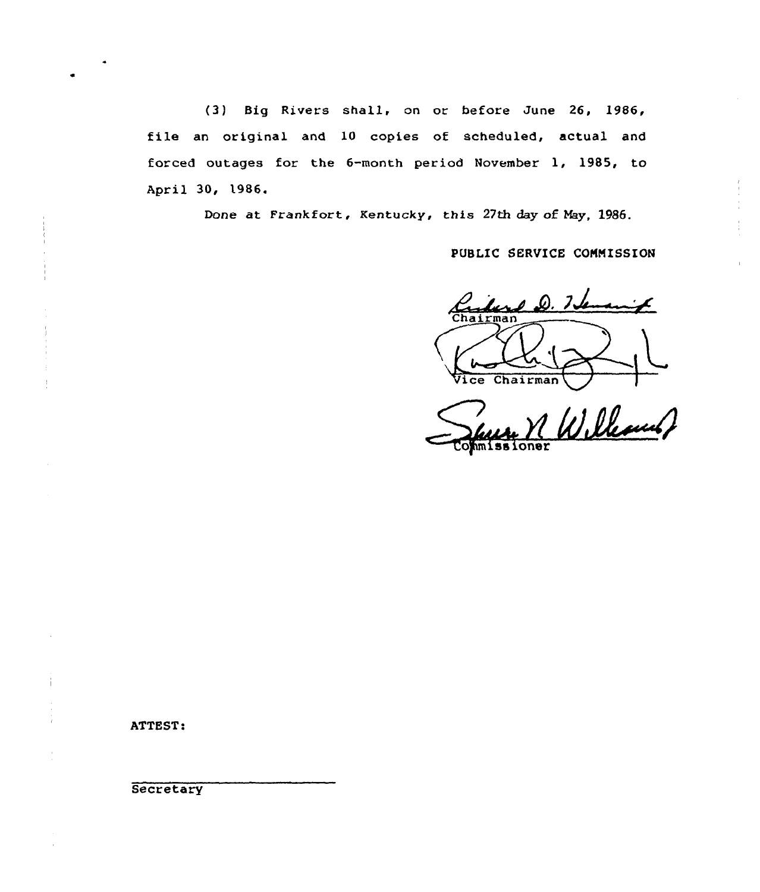(3) Big Rivers shall, on or before June 26, 1986, file an original and 10 copies of scheduled, actual and forced outages for the 6-month period November 1, 1985, to April 30, 1986.

Done at Frankfort, Kentucky, this 27th day of May, 1986.

PUBLIC SERVICE COMMISSION

Chairman

Vice Chairman

Commissioner

ATTEST:

Secretary